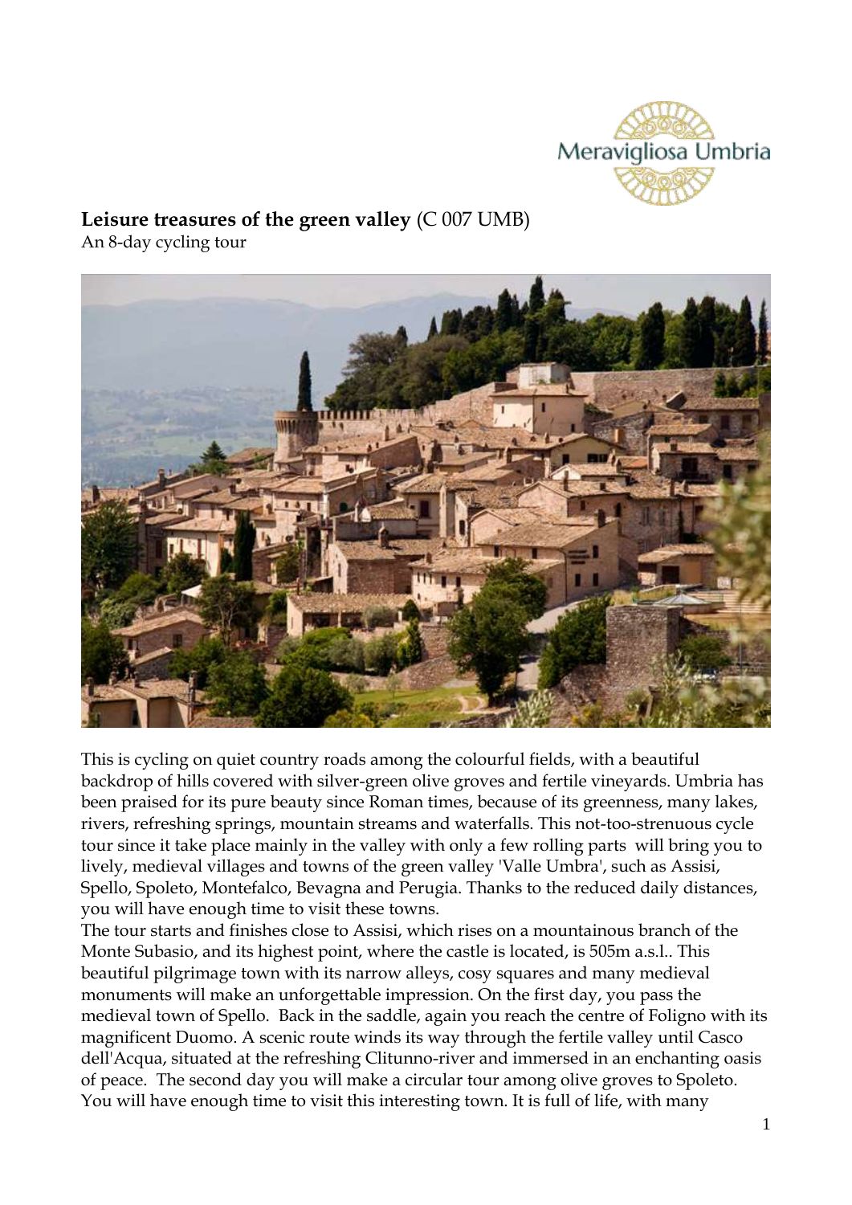**Leisure treasures of the green valley** (C 007 UMB)
An 8-day cycling tour

This is cycling on quiet country roads among the colourful fields, with a beautiful backdrop of hills covered with silver-green olive groves and fertile vineyards. Umbria has been praised for its pure beauty since Roman times, because of its greenness, many lakes, rivers, refreshing springs, mountain streams and waterfalls. This not-too-strenuous cycle tour since it take place mainly in the valley with only a few rolling parts will bring you to lively, medieval villages and towns of the green valley 'Valle Umbra', such as Assisi, Spello, Spoleto, Montefalco, Bevagna and Perugia. Thanks to the reduced daily distances, you will have enough time to visit these towns.
The tour starts and finishes close to Assisi, which rises on a mountainous branch of the Monte Subasio, and its highest point, where the castle is located, is 505m a.s.l.. This beautiful pilgrimage town with its narrow alleys, cosy squares and many medieval monuments will make an unforgettable impression. On the first day, you pass the medieval town of Spello. Back in the saddle, again you reach the centre of Foligno with its magnificent Duomo. A scenic route winds its way through the fertile valley until Casco dell'Acqua, situated at the refreshing Clitunno-river and immersed in an enchanting oasis of peace. The second day you will make a circular tour among olive groves to Spoleto. You will have enough time to visit this interesting town. It is full of life, with many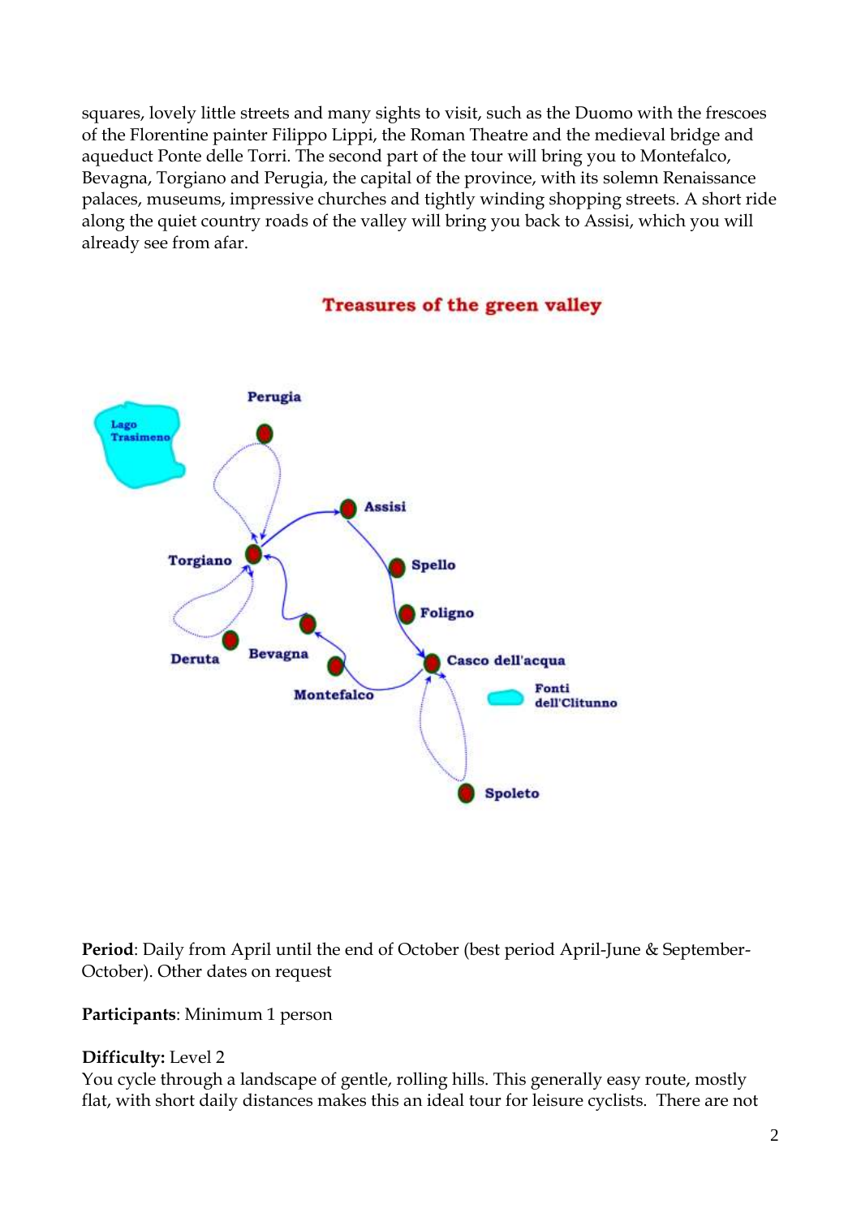squares, lovely little streets and many sights to visit, such as the Duomo with the frescoes of the Florentine painter Filippo Lippi, the Roman Theatre and the medieval bridge and aqueduct Ponte delle Torri. The second part of the tour will bring you to Montefalco, Bevagna, Torgiano and Perugia, the capital of the province, with its solemn Renaissance palaces, museums, impressive churches and tightly winding shopping streets. A short ride along the quiet country roads of the valley will bring you back to Assisi, which you will already see from afar.

## Treasures of the green valley

Perugia
Lago Trasimeno
Assisi
Torgiano
Spello
Foligno
Deruta
Bevagna
Casco dell'acqua
Montefalco
Fonti dell'Clitunno
Spoleto

**Period**: Daily from April until the end of October (best period April-June & September-October). Other dates on request

**Participants**: Minimum 1 person

**Difficulty:** Level 2
You cycle through a landscape of gentle, rolling hills. This generally easy route, mostly flat, with short daily distances makes this an ideal tour for leisure cyclists. There are not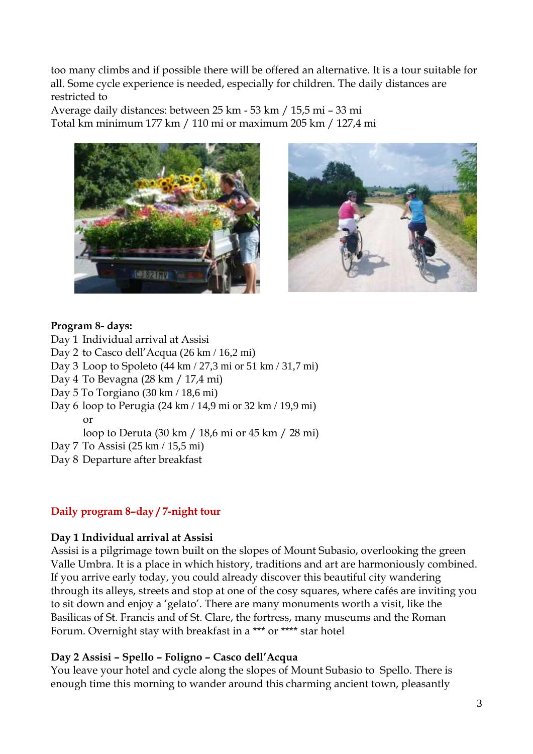too many climbs and if possible there will be offered an alternative. It is a tour suitable for all. Some cycle experience is needed, especially for children. The daily distances are restricted to

Average daily distances: between 25 km - 53 km / 15,5 mi – 33 mi
Total km minimum 177 km / 110 mi or maximum 205 km / 127,4 mi

**Program 8- days:**

Day 1 Individual arrival at Assisi
Day 2 to Casco dell'Acqua (26 km / 16,2 mi)
Day 3 Loop to Spoleto (44 km / 27,3 mi or 51 km / 31,7 mi)
Day 4 To Bevagna (28 km / 17,4 mi)
Day 5 To Torgiano (30 km / 18,6 mi)
Day 6 loop to Perugia (24 km / 14,9 mi or 32 km / 19,9 mi)
or
loop to Deruta (30 km / 18,6 mi or 45 km / 28 mi)
Day 7 To Assisi (25 km / 15,5 mi)
Day 8 Departure after breakfast

## Daily program 8–day / 7-night tour

### Day 1 Individual arrival at Assisi

Assisi is a pilgrimage town built on the slopes of Mount Subasio, overlooking the green Valle Umbra. It is a place in which history, traditions and art are harmoniously combined. If you arrive early today, you could already discover this beautiful city wandering through its alleys, streets and stop at one of the cosy squares, where cafés are inviting you to sit down and enjoy a 'gelato'. There are many monuments worth a visit, like the Basilicas of St. Francis and of St. Clare, the fortress, many museums and the Roman Forum. Overnight stay with breakfast in a *** or **** star hotel

### Day 2 Assisi – Spello – Foligno – Casco dell'Acqua

You leave your hotel and cycle along the slopes of Mount Subasio to Spello. There is enough time this morning to wander around this charming ancient town, pleasantly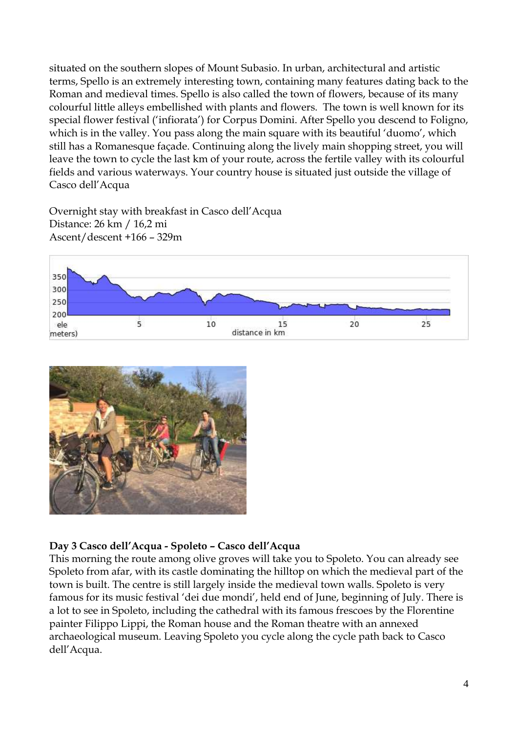situated on the southern slopes of Mount Subasio. In urban, architectural and artistic terms, Spello is an extremely interesting town, containing many features dating back to the Roman and medieval times. Spello is also called the town of flowers, because of its many colourful little alleys embellished with plants and flowers. The town is well known for its special flower festival ('infiorata') for Corpus Domini. After Spello you descend to Foligno, which is in the valley. You pass along the main square with its beautiful 'duomo', which still has a Romanesque façade. Continuing along the lively main shopping street, you will leave the town to cycle the last km of your route, across the fertile valley with its colourful fields and various waterways. Your country house is situated just outside the village of Casco dell'Acqua

Overnight stay with breakfast in Casco dell'Acqua
Distance: 26 km / 16,2 mi
Ascent/descent +166 – 329m

**Day 3 Casco dell'Acqua - Spoleto – Casco dell'Acqua**

This morning the route among olive groves will take you to Spoleto. You can already see Spoleto from afar, with its castle dominating the hilltop on which the medieval part of the town is built. The centre is still largely inside the medieval town walls. Spoleto is very famous for its music festival 'dei due mondi', held end of June, beginning of July. There is a lot to see in Spoleto, including the cathedral with its famous frescoes by the Florentine painter Filippo Lippi, the Roman house and the Roman theatre with an annexed archaeological museum. Leaving Spoleto you cycle along the cycle path back to Casco dell'Acqua.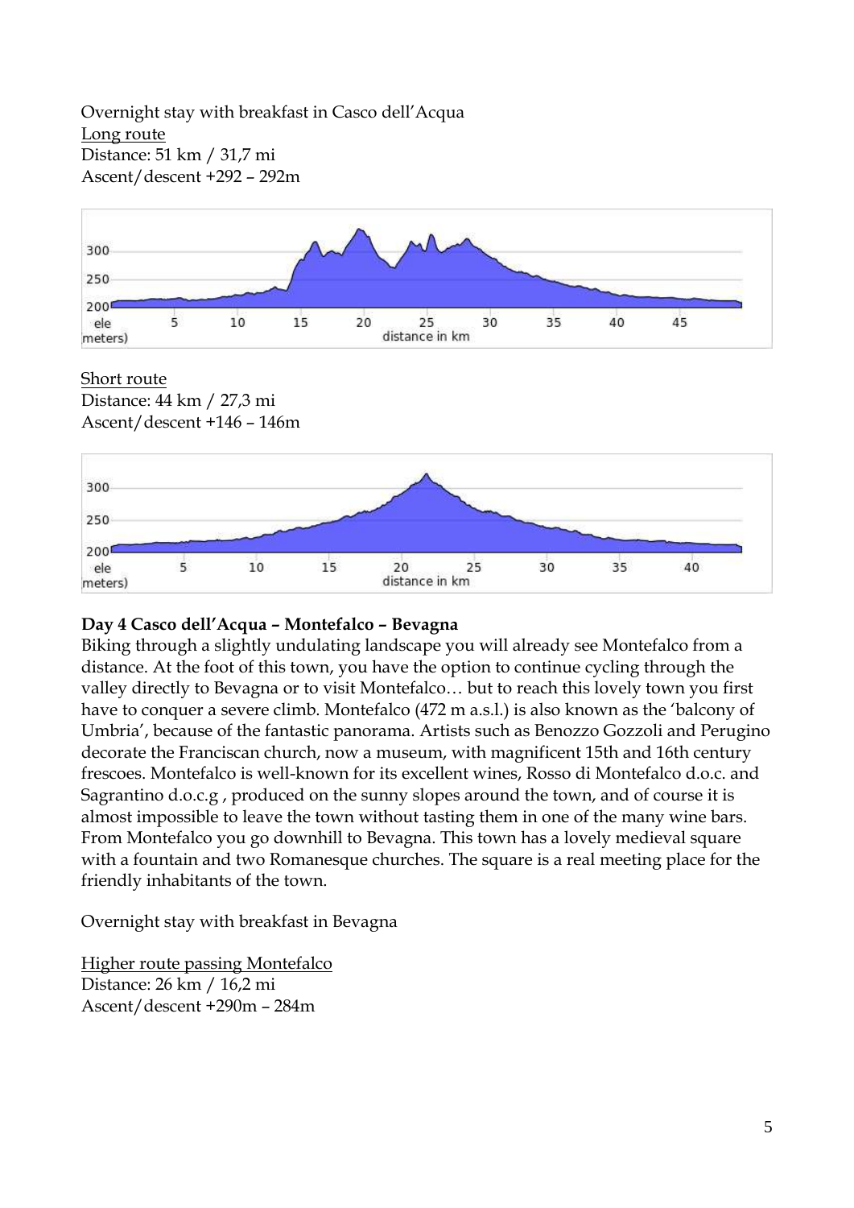Overnight stay with breakfast in Casco dell'Acqua

Long route

Distance: 51 km / 31,7 mi

Ascent/descent +292 – 292m

Short route

Distance: 44 km / 27,3 mi

Ascent/descent +146 – 146m

**Day 4 Casco dell'Acqua – Montefalco – Bevagna**

Biking through a slightly undulating landscape you will already see Montefalco from a distance. At the foot of this town, you have the option to continue cycling through the valley directly to Bevagna or to visit Montefalco… but to reach this lovely town you first have to conquer a severe climb. Montefalco (472 m a.s.l.) is also known as the 'balcony of Umbria', because of the fantastic panorama. Artists such as Benozzo Gozzoli and Perugino decorate the Franciscan church, now a museum, with magnificent 15th and 16th century frescoes. Montefalco is well-known for its excellent wines, Rosso di Montefalco d.o.c. and Sagrantino d.o.c.g , produced on the sunny slopes around the town, and of course it is almost impossible to leave the town without tasting them in one of the many wine bars. From Montefalco you go downhill to Bevagna. This town has a lovely medieval square with a fountain and two Romanesque churches. The square is a real meeting place for the friendly inhabitants of the town.

Overnight stay with breakfast in Bevagna

Higher route passing Montefalco

Distance: 26 km / 16,2 mi

Ascent/descent +290m – 284m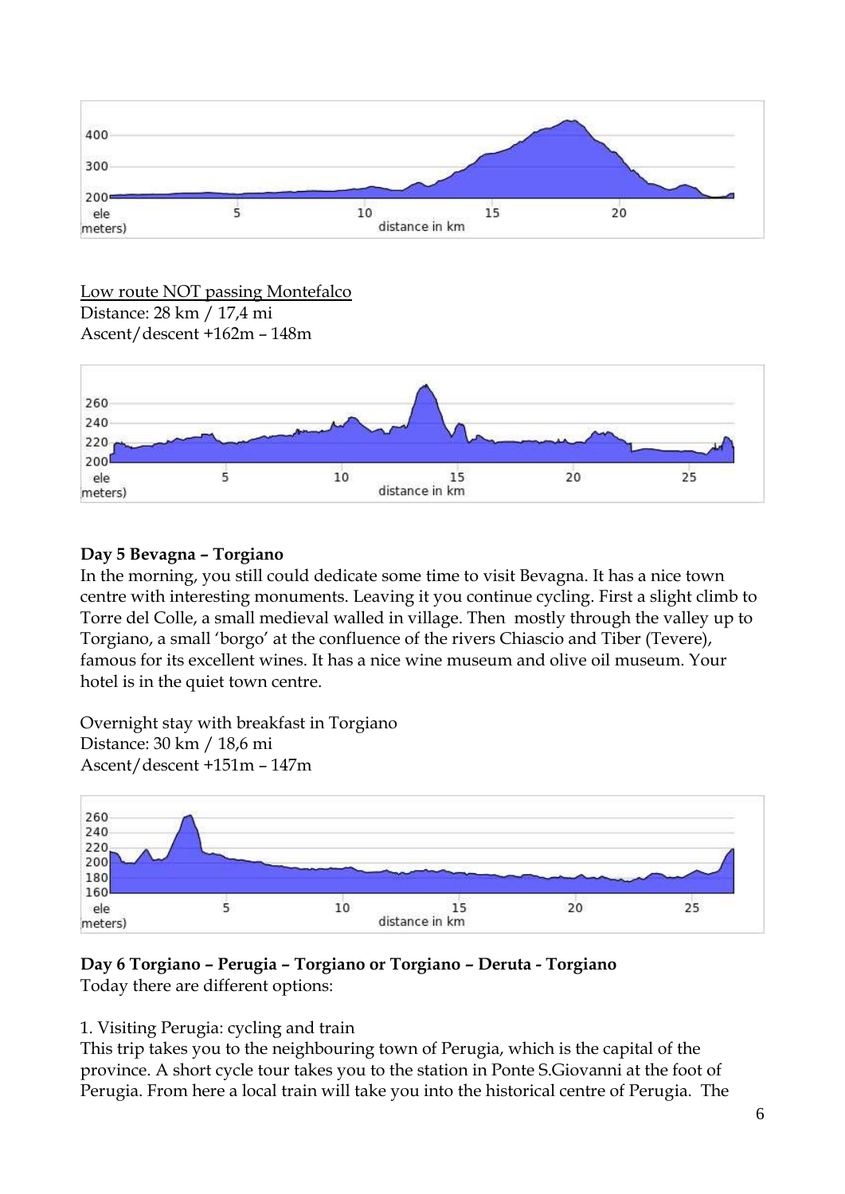Low route NOT passing Montefalco
Distance: 28 km / 17,4 mi
Ascent/descent +162m – 148m

**Day 5 Bevagna – Torgiano**
In the morning, you still could dedicate some time to visit Bevagna. It has a nice town centre with interesting monuments. Leaving it you continue cycling. First a slight climb to Torre del Colle, a small medieval walled in village. Then mostly through the valley up to Torgiano, a small 'borgo' at the confluence of the rivers Chiascio and Tiber (Tevere), famous for its excellent wines. It has a nice wine museum and olive oil museum. Your hotel is in the quiet town centre.

Overnight stay with breakfast in Torgiano
Distance: 30 km / 18,6 mi
Ascent/descent +151m – 147m

**Day 6 Torgiano – Perugia – Torgiano or Torgiano – Deruta - Torgiano**
Today there are different options:

1. Visiting Perugia: cycling and train
This trip takes you to the neighbouring town of Perugia, which is the capital of the province. A short cycle tour takes you to the station in Ponte S.Giovanni at the foot of Perugia. From here a local train will take you into the historical centre of Perugia. The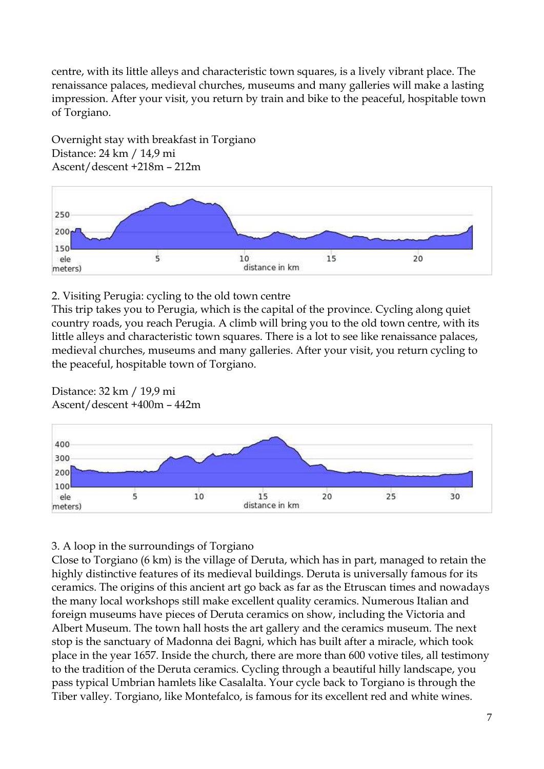centre, with its little alleys and characteristic town squares, is a lively vibrant place. The renaissance palaces, medieval churches, museums and many galleries will make a lasting impression. After your visit, you return by train and bike to the peaceful, hospitable town of Torgiano.

Overnight stay with breakfast in Torgiano
Distance: 24 km / 14,9 mi
Ascent/descent +218m – 212m

2. Visiting Perugia: cycling to the old town centre
This trip takes you to Perugia, which is the capital of the province. Cycling along quiet country roads, you reach Perugia. A climb will bring you to the old town centre, with its little alleys and characteristic town squares. There is a lot to see like renaissance palaces, medieval churches, museums and many galleries. After your visit, you return cycling to the peaceful, hospitable town of Torgiano.

Distance: 32 km / 19,9 mi
Ascent/descent +400m – 442m

3. A loop in the surroundings of Torgiano
Close to Torgiano (6 km) is the village of Deruta, which has in part, managed to retain the highly distinctive features of its medieval buildings. Deruta is universally famous for its ceramics. The origins of this ancient art go back as far as the Etruscan times and nowadays the many local workshops still make excellent quality ceramics. Numerous Italian and foreign museums have pieces of Deruta ceramics on show, including the Victoria and Albert Museum. The town hall hosts the art gallery and the ceramics museum. The next stop is the sanctuary of Madonna dei Bagni, which has built after a miracle, which took place in the year 1657. Inside the church, there are more than 600 votive tiles, all testimony to the tradition of the Deruta ceramics. Cycling through a beautiful hilly landscape, you pass typical Umbrian hamlets like Casalalta. Your cycle back to Torgiano is through the Tiber valley. Torgiano, like Montefalco, is famous for its excellent red and white wines.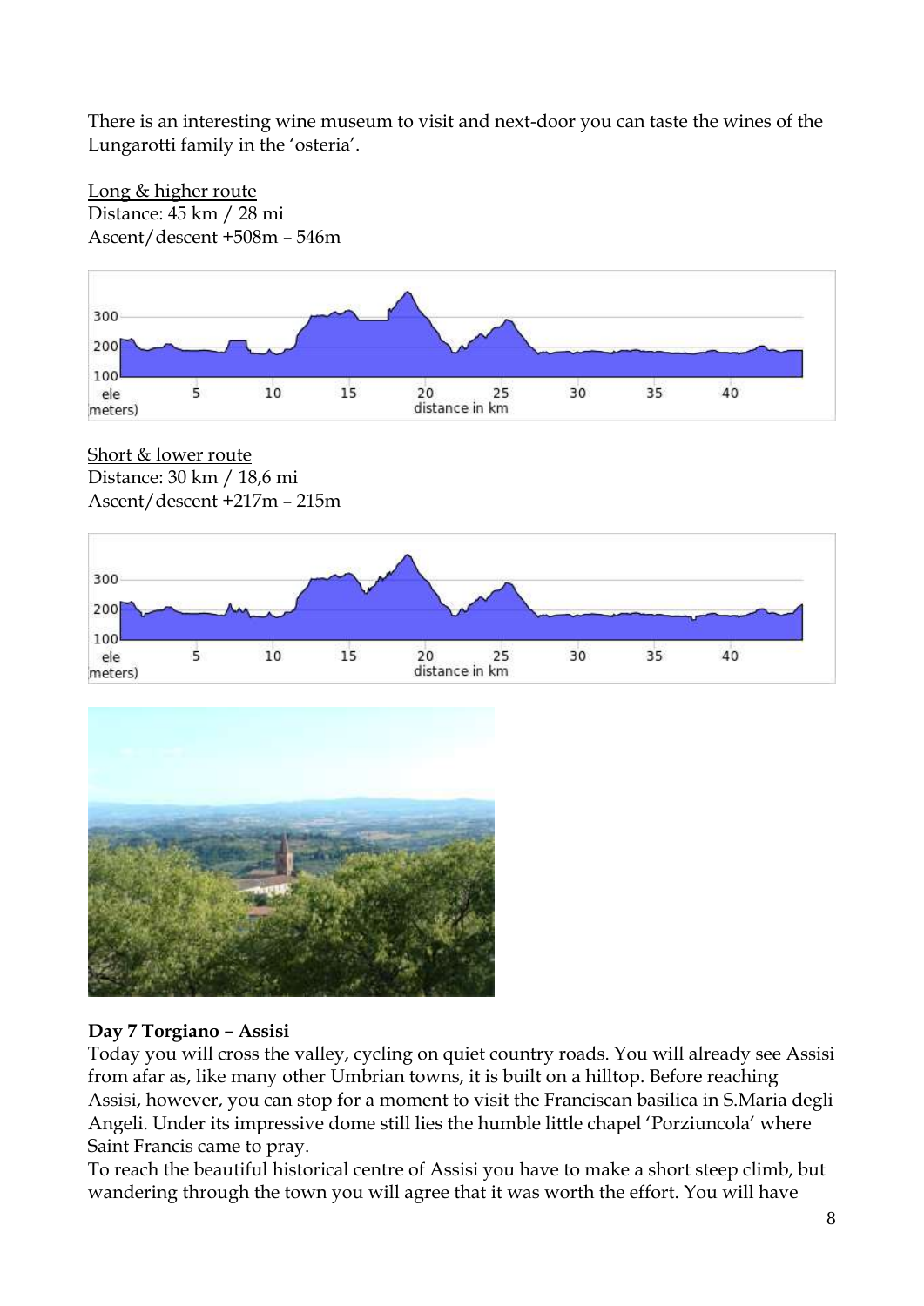There is an interesting wine museum to visit and next-door you can taste the wines of the Lungarotti family in the 'osteria'.

<u>Long & higher route</u>
Distance: 45 km / 28 mi
Ascent/descent +508m – 546m

<u>Short & lower route</u>
Distance: 30 km / 18,6 mi
Ascent/descent +217m – 215m

**Day 7 Torgiano – Assisi**

Today you will cross the valley, cycling on quiet country roads. You will already see Assisi from afar as, like many other Umbrian towns, it is built on a hilltop. Before reaching Assisi, however, you can stop for a moment to visit the Franciscan basilica in S.Maria degli Angeli. Under its impressive dome still lies the humble little chapel 'Porziuncola' where Saint Francis came to pray.

To reach the beautiful historical centre of Assisi you have to make a short steep climb, but wandering through the town you will agree that it was worth the effort. You will have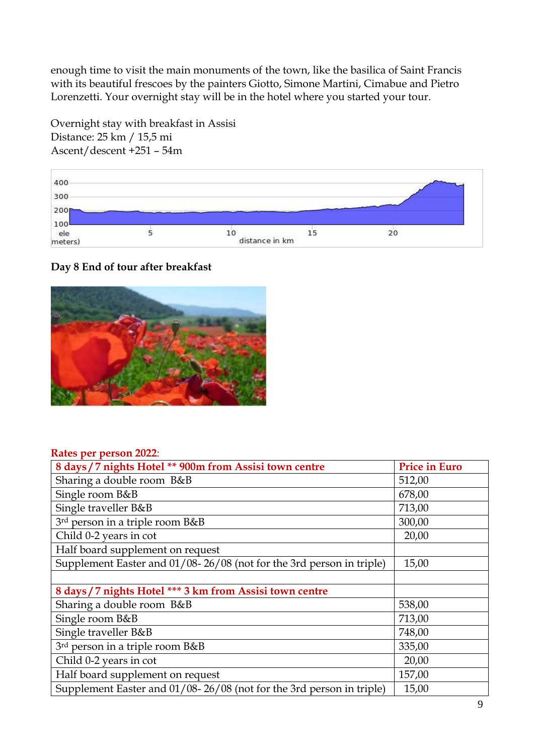enough time to visit the main monuments of the town, like the basilica of Saint Francis with its beautiful frescoes by the painters Giotto, Simone Martini, Cimabue and Pietro Lorenzetti. Your overnight stay will be in the hotel where you started your tour.

Overnight stay with breakfast in Assisi
Distance: 25 km / 15,5 mi
Ascent/descent +251 – 54m

**Day 8 End of tour after breakfast**

**Rates per person 2022:**

| 8 days / 7 nights Hotel ** 900m from Assisi town centre | Price in Euro |
|---|---|
| Sharing a double room B&B | 512,00 |
| Single room B&B | 678,00 |
| Single traveller B&B | 713,00 |
| 3rd person in a triple room B&B | 300,00 |
| Child 0-2 years in cot | 20,00 |
| Half board supplement on request | |
| Supplement Easter and 01/08- 26/08 (not for the 3rd person in triple) | 15,00 |
| | |
| **8 days / 7 nights Hotel *** 3 km from Assisi town centre** | |
| Sharing a double room B&B | 538,00 |
| Single room B&B | 713,00 |
| Single traveller B&B | 748,00 |
| 3rd person in a triple room B&B | 335,00 |
| Child 0-2 years in cot | 20,00 |
| Half board supplement on request | 157,00 |
| Supplement Easter and 01/08- 26/08 (not for the 3rd person in triple) | 15,00 |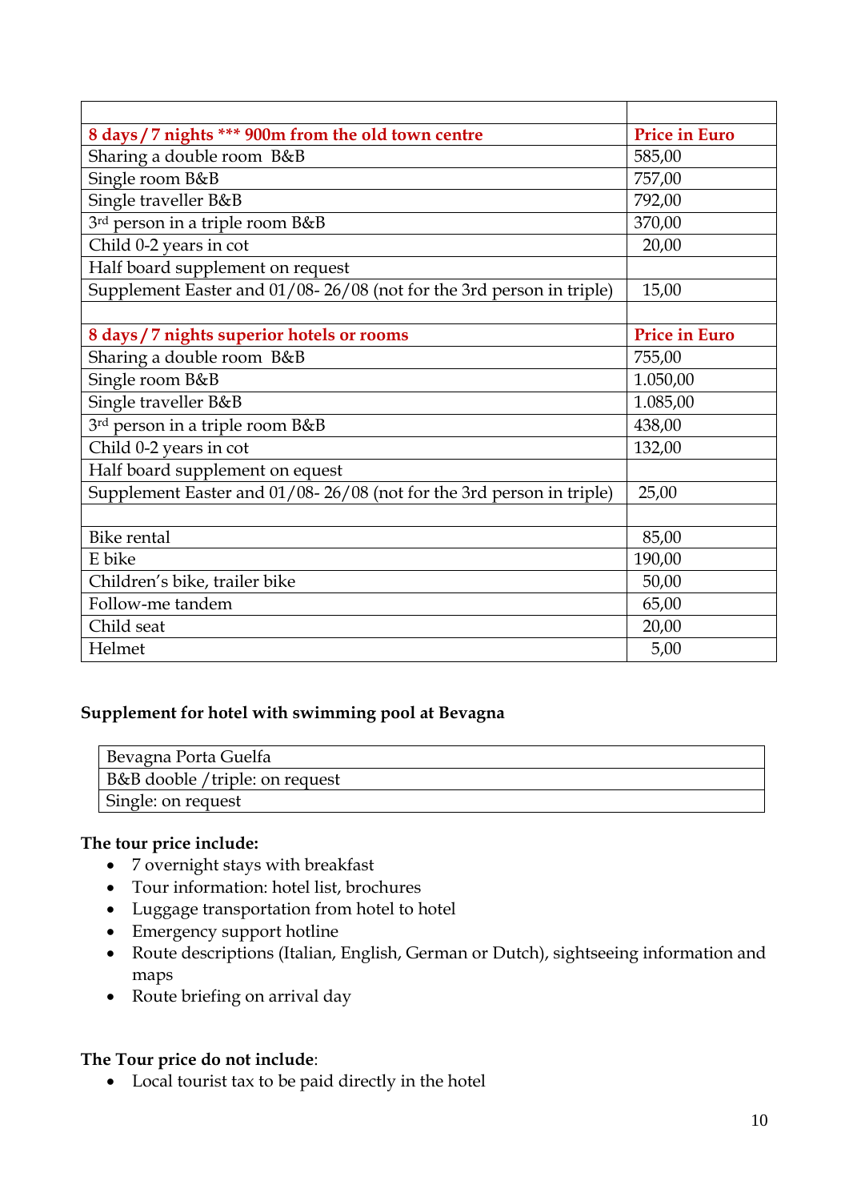| | |
|---|---|
| **8 days / 7 nights \*\*\* 900m from the old town centre** | **Price in Euro** |
| Sharing a double room B&B | 585,00 |
| Single room B&B | 757,00 |
| Single traveller B&B | 792,00 |
| 3rd person in a triple room B&B | 370,00 |
| Child 0-2 years in cot | 20,00 |
| Half board supplement on request | |
| Supplement Easter and 01/08- 26/08 (not for the 3rd person in triple) | 15,00 |
| | |
| **8 days / 7 nights superior hotels or rooms** | **Price in Euro** |
| Sharing a double room B&B | 755,00 |
| Single room B&B | 1.050,00 |
| Single traveller B&B | 1.085,00 |
| 3rd person in a triple room B&B | 438,00 |
| Child 0-2 years in cot | 132,00 |
| Half board supplement on equest | |
| Supplement Easter and 01/08- 26/08 (not for the 3rd person in triple) | 25,00 |
| | |
| Bike rental | 85,00 |
| E bike | 190,00 |
| Children's bike, trailer bike | 50,00 |
| Follow-me tandem | 65,00 |
| Child seat | 20,00 |
| Helmet | 5,00 |

**Supplement for hotel with swimming pool at Bevagna**

| Bevagna Porta Guelfa |
|---|
| B&B dooble / triple: on request |
| Single: on request |

**The tour price include:**

- 7 overnight stays with breakfast
- Tour information: hotel list, brochures
- Luggage transportation from hotel to hotel
- Emergency support hotline
- Route descriptions (Italian, English, German or Dutch), sightseeing information and maps
- Route briefing on arrival day

**The Tour price do not include**:

- Local tourist tax to be paid directly in the hotel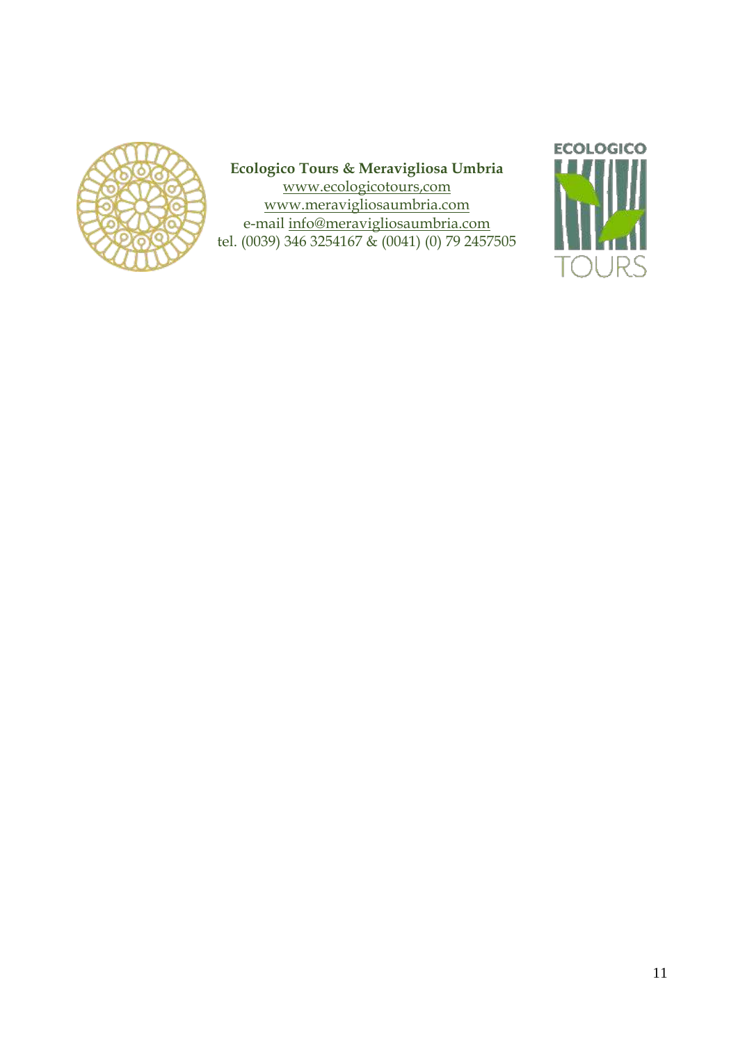**Ecologico Tours & Meravigliosa Umbria**
www.ecologicotours,com
www.meravigliosaumbria.com
e-mail info@meravigliosaumbria.com
tel. (0039) 346 3254167 & (0041) (0) 79 2457505

ECOLOGICO
TOURS